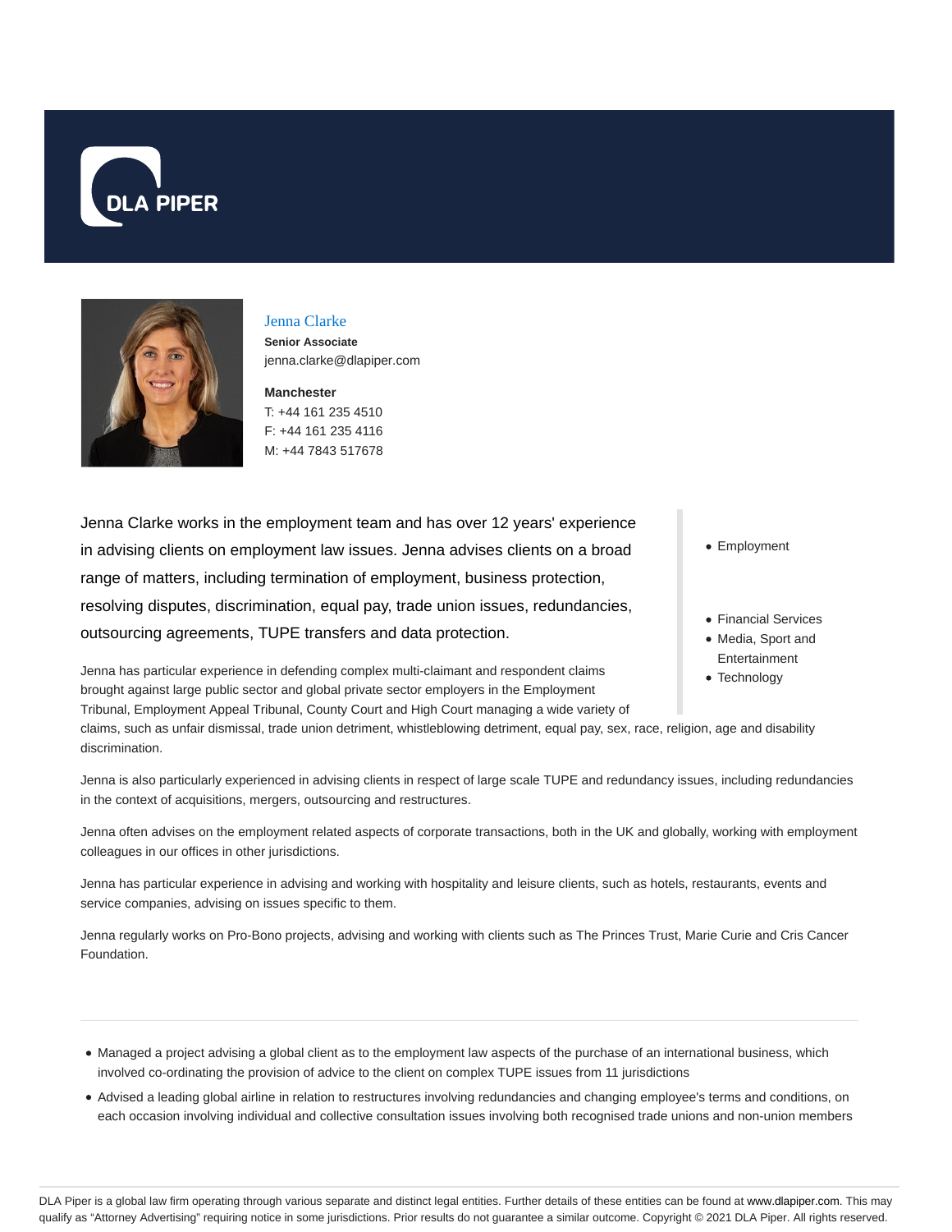# Jenna Clarke

**Senior Associate**

jenna.clarke@dlapiper.com

**Manchester**

T: +44 161 235 4510

F: +44 161 235 4116

M: +44 7843 517678

Jenna Clarke works in the employment team and has over 12 years' experience in advising clients on employment law issues. Jenna advises clients on a broad range of matters, including termination of employment, business protection, resolving disputes, discrimination, equal pay, trade union issues, redundancies, outsourcing agreements, TUPE transfers and data protection.

- Employment

- Financial Services
- Media, Sport and Entertainment
- Technology

Jenna has particular experience in defending complex multi-claimant and respondent claims brought against large public sector and global private sector employers in the Employment Tribunal, Employment Appeal Tribunal, County Court and High Court managing a wide variety of claims, such as unfair dismissal, trade union detriment, whistleblowing detriment, equal pay, sex, race, religion, age and disability discrimination.

Jenna is also particularly experienced in advising clients in respect of large scale TUPE and redundancy issues, including redundancies in the context of acquisitions, mergers, outsourcing and restructures.

Jenna often advises on the employment related aspects of corporate transactions, both in the UK and globally, working with employment colleagues in our offices in other jurisdictions.

Jenna has particular experience in advising and working with hospitality and leisure clients, such as hotels, restaurants, events and service companies, advising on issues specific to them.

Jenna regularly works on Pro-Bono projects, advising and working with clients such as The Princes Trust, Marie Curie and Cris Cancer Foundation.

---

- Managed a project advising a global client as to the employment law aspects of the purchase of an international business, which involved co-ordinating the provision of advice to the client on complex TUPE issues from 11 jurisdictions
- Advised a leading global airline in relation to restructures involving redundancies and changing employee's terms and conditions, on each occasion involving individual and collective consultation issues involving both recognised trade unions and non-union members

DLA Piper is a global law firm operating through various separate and distinct legal entities. Further details of these entities can be found at www.dlapiper.com. This may qualify as "Attorney Advertising" requiring notice in some jurisdictions. Prior results do not guarantee a similar outcome. Copyright © 2021 DLA Piper. All rights reserved.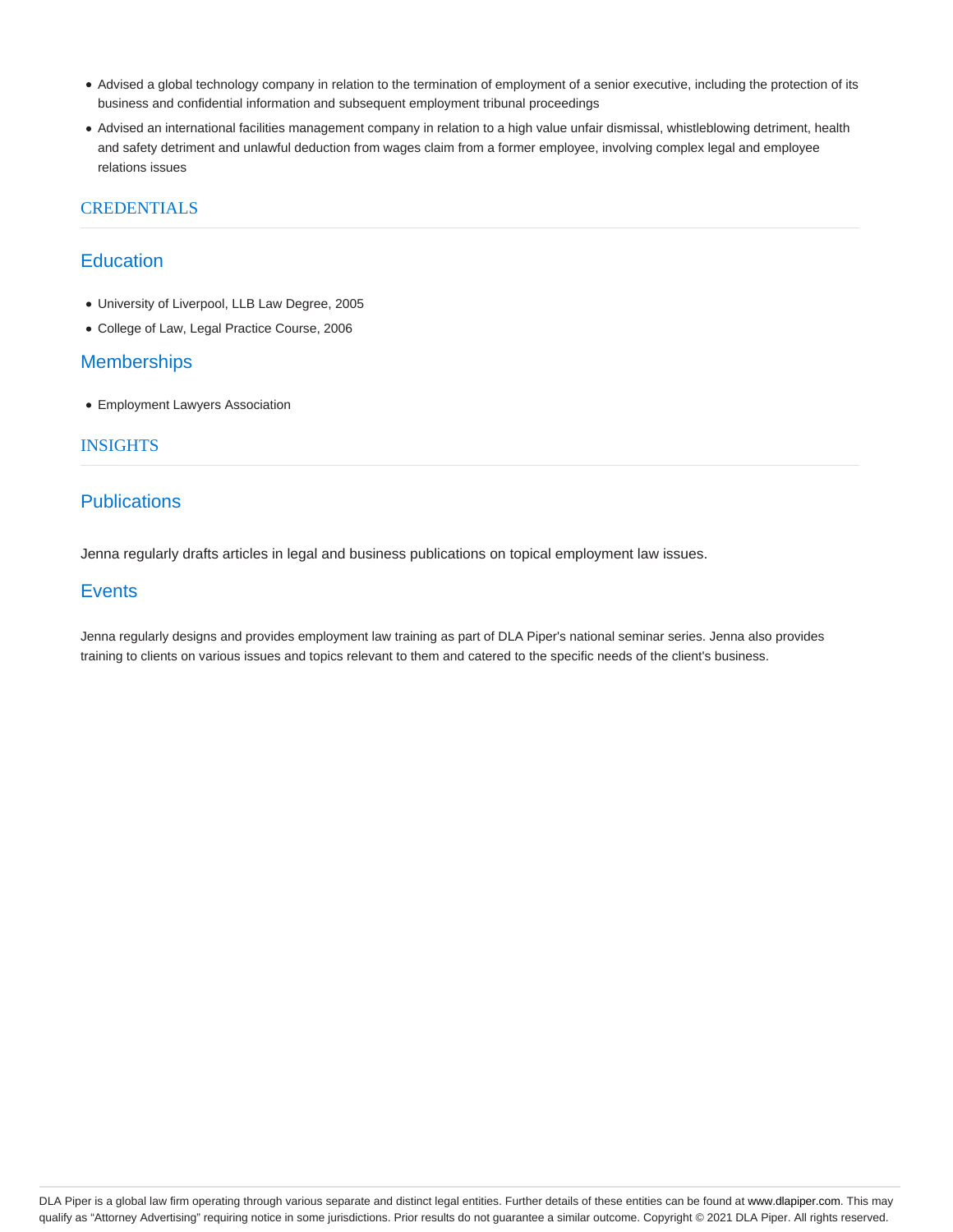- Advised a global technology company in relation to the termination of employment of a senior executive, including the protection of its business and confidential information and subsequent employment tribunal proceedings
- Advised an international facilities management company in relation to a high value unfair dismissal, whistleblowing detriment, health and safety detriment and unlawful deduction from wages claim from a former employee, involving complex legal and employee relations issues

## CREDENTIALS

### Education

- University of Liverpool, LLB Law Degree, 2005
- College of Law, Legal Practice Course, 2006

### Memberships

- Employment Lawyers Association

## INSIGHTS

### Publications

Jenna regularly drafts articles in legal and business publications on topical employment law issues.

### Events

Jenna regularly designs and provides employment law training as part of DLA Piper's national seminar series. Jenna also provides training to clients on various issues and topics relevant to them and catered to the specific needs of the client's business.

DLA Piper is a global law firm operating through various separate and distinct legal entities. Further details of these entities can be found at www.dlapiper.com. This may qualify as "Attorney Advertising" requiring notice in some jurisdictions. Prior results do not guarantee a similar outcome. Copyright © 2021 DLA Piper. All rights reserved.